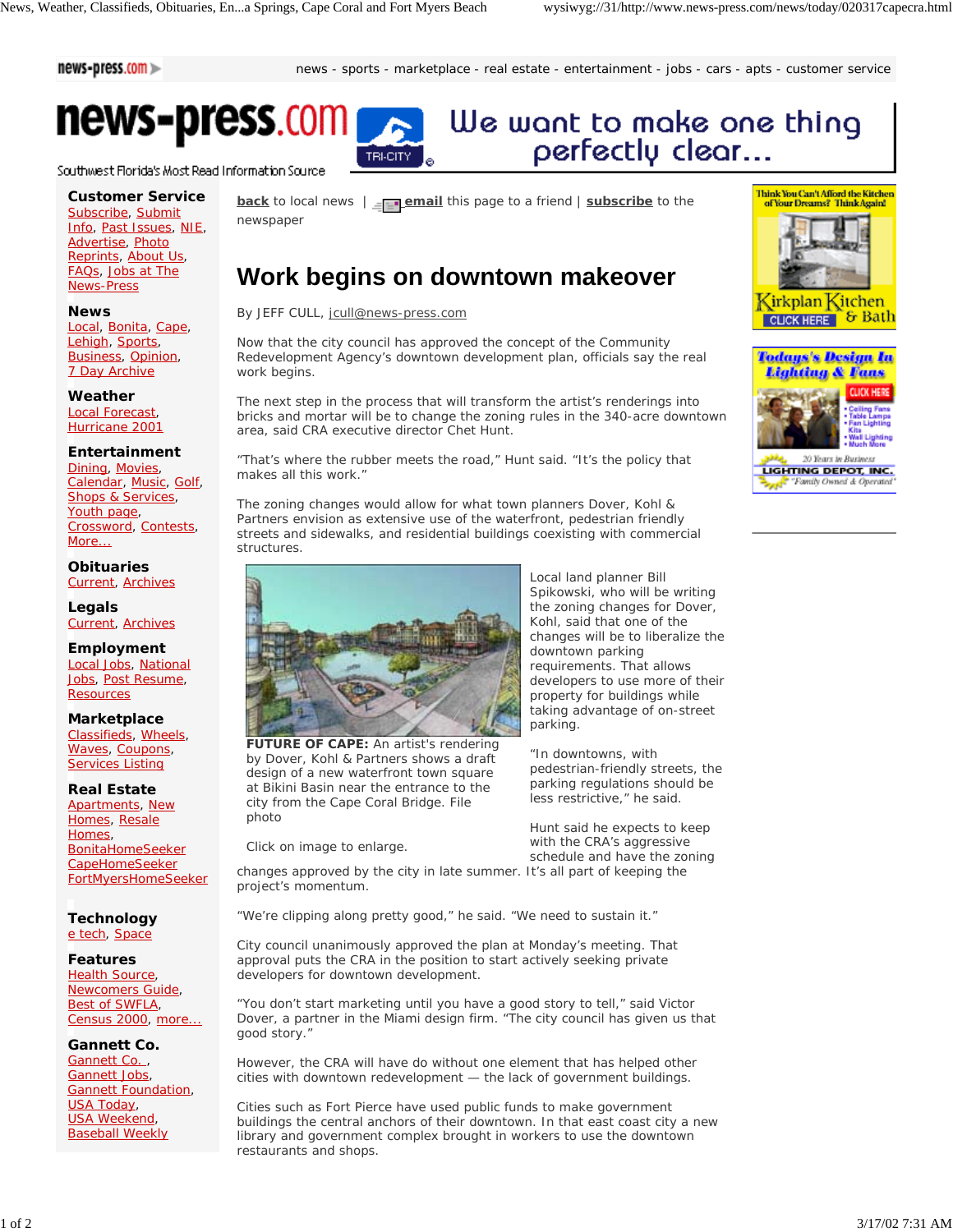news - sports - marketplace - real estate - entertainment - jobs - cars - apts - customer service

**news-press.com**

Southwest Florida's Most Read Information Source

We want to make one thing perfectly clear...

**Customer Service**
Subscribe, Submit Info, Past Issues, NIE, Advertise, Photo Reprints, About Us, FAQs, Jobs at The News-Press

**News**
Local, Bonita, Cape, Lehigh, Sports, Business, Opinion, 7 Day Archive

**Weather**
Local Forecast, Hurricane 2001

**Entertainment**
Dining, Movies, Calendar, Music, Golf, Shops & Services, Youth page, Crossword, Contests, More...

**Obituaries**
Current, Archives

**Legals**
Current, Archives

**Employment**
Local Jobs, National Jobs, Post Resume, Resources

**Marketplace**
Classifieds, Wheels, Waves, Coupons, Services Listing

**Real Estate**
Apartments, New Homes, Resale Homes, BonitaHomeSeeker, CapeHomeSeeker, FortMyersHomeSeeker

**Technology**
e tech, Space

**Features**
Health Source, Newcomers Guide, Best of SWFLA, Census 2000, more...

**Gannett Co.**
Gannett Co. , Gannett Jobs, Gannett Foundation, USA Today, USA Weekend, Baseball Weekly

**back** to local news | **email** this page to a friend | **subscribe** to the newspaper

# Work begins on downtown makeover

By JEFF CULL, jcull@news-press.com

Now that the city council has approved the concept of the Community Redevelopment Agency's downtown development plan, officials say the real work begins.

The next step in the process that will transform the artist's renderings into bricks and mortar will be to change the zoning rules in the 340-acre downtown area, said CRA executive director Chet Hunt.

"That's where the rubber meets the road," Hunt said. "It's the policy that makes all this work."

The zoning changes would allow for what town planners Dover, Kohl & Partners envision as extensive use of the waterfront, pedestrian friendly streets and sidewalks, and residential buildings coexisting with commercial structures.

**FUTURE OF CAPE:** An artist's rendering by Dover, Kohl & Partners shows a draft design of a new waterfront town square at Bikini Basin near the entrance to the city from the Cape Coral Bridge. File photo

Click on image to enlarge.

Local land planner Bill Spikowski, who will be writing the zoning changes for Dover, Kohl, said that one of the changes will be to liberalize the downtown parking requirements. That allows developers to use more of their property for buildings while taking advantage of on-street parking.

"In downtowns, with pedestrian-friendly streets, the parking regulations should be less restrictive," he said.

Hunt said he expects to keep with the CRA's aggressive schedule and have the zoning changes approved by the city in late summer. It's all part of keeping the project's momentum.

"We're clipping along pretty good," he said. "We need to sustain it."

City council unanimously approved the plan at Monday's meeting. That approval puts the CRA in the position to start actively seeking private developers for downtown development.

"You don't start marketing until you have a good story to tell," said Victor Dover, a partner in the Miami design firm. "The city council has given us that good story."

However, the CRA will have do without one element that has helped other cities with downtown redevelopment — the lack of government buildings.

Cities such as Fort Pierce have used public funds to make government buildings the central anchors of their downtown. In that east coast city a new library and government complex brought in workers to use the downtown restaurants and shops.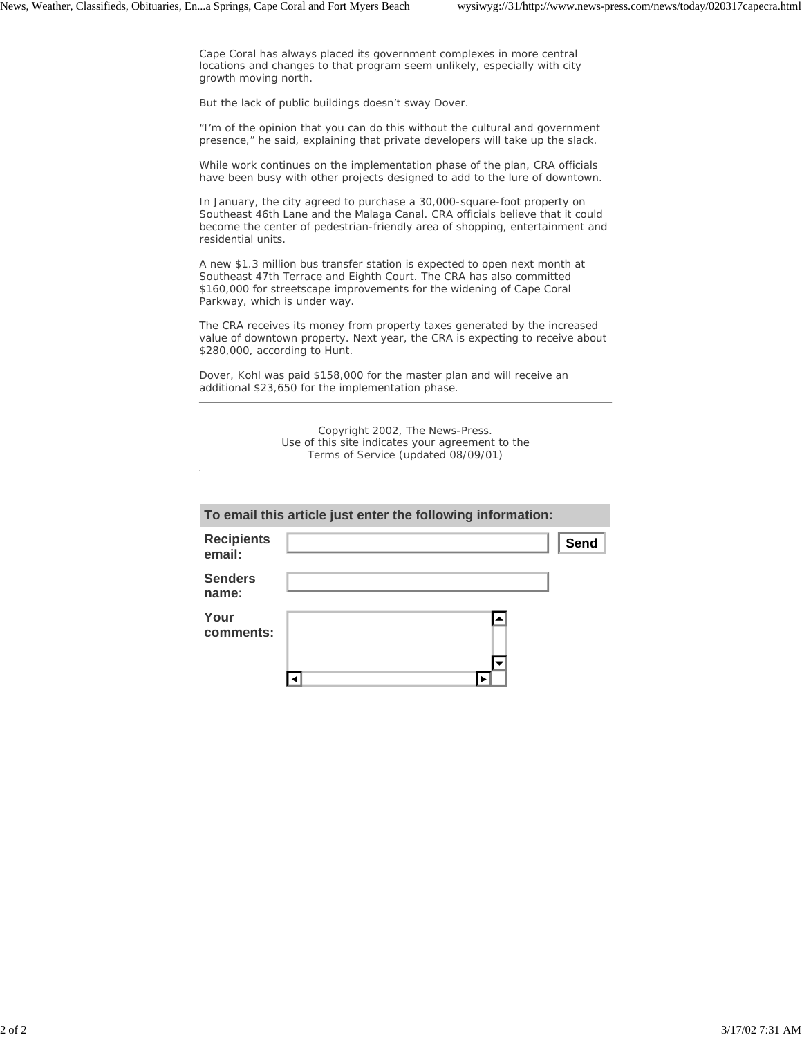Cape Coral has always placed its government complexes in more central locations and changes to that program seem unlikely, especially with city growth moving north.

But the lack of public buildings doesn't sway Dover.

"I'm of the opinion that you can do this without the cultural and government presence," he said, explaining that private developers will take up the slack.

While work continues on the implementation phase of the plan, CRA officials have been busy with other projects designed to add to the lure of downtown.

In January, the city agreed to purchase a 30,000-square-foot property on Southeast 46th Lane and the Malaga Canal. CRA officials believe that it could become the center of pedestrian-friendly area of shopping, entertainment and residential units.

A new $1.3 million bus transfer station is expected to open next month at Southeast 47th Terrace and Eighth Court. The CRA has also committed $160,000 for streetscape improvements for the widening of Cape Coral Parkway, which is under way.

The CRA receives its money from property taxes generated by the increased value of downtown property. Next year, the CRA is expecting to receive about $280,000, according to Hunt.

Dover, Kohl was paid $158,000 for the master plan and will receive an additional $23,650 for the implementation phase.

---

Copyright 2002, The News-Press.
Use of this site indicates your agreement to the
Terms of Service (updated 08/09/01)

**To email this article just enter the following information:**

**Recipients email:** Send

**Senders name:**

**Your comments:**